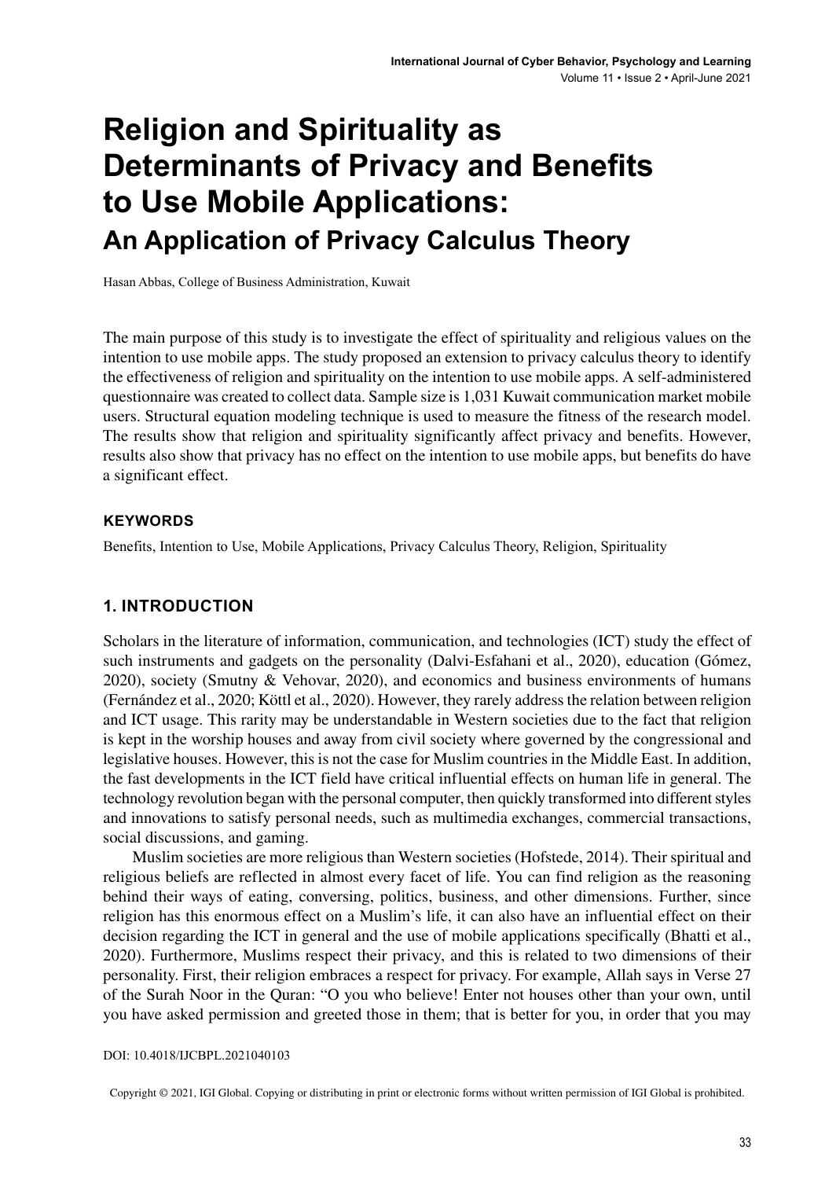# Religion and Spirituality as Determinants of Privacy and Benefits to Use Mobile Applications:

## An Application of Privacy Calculus Theory

Hasan Abbas, College of Business Administration, Kuwait

The main purpose of this study is to investigate the effect of spirituality and religious values on the intention to use mobile apps. The study proposed an extension to privacy calculus theory to identify the effectiveness of religion and spirituality on the intention to use mobile apps. A self-administered questionnaire was created to collect data. Sample size is 1,031 Kuwait communication market mobile users. Structural equation modeling technique is used to measure the fitness of the research model. The results show that religion and spirituality significantly affect privacy and benefits. However, results also show that privacy has no effect on the intention to use mobile apps, but benefits do have a significant effect.

### KEYWORDS

Benefits, Intention to Use, Mobile Applications, Privacy Calculus Theory, Religion, Spirituality

### 1. INTRODUCTION

Scholars in the literature of information, communication, and technologies (ICT) study the effect of such instruments and gadgets on the personality (Dalvi-Esfahani et al., 2020), education (Gómez, 2020), society (Smutny & Vehovar, 2020), and economics and business environments of humans (Fernández et al., 2020; Köttl et al., 2020). However, they rarely address the relation between religion and ICT usage. This rarity may be understandable in Western societies due to the fact that religion is kept in the worship houses and away from civil society where governed by the congressional and legislative houses. However, this is not the case for Muslim countries in the Middle East. In addition, the fast developments in the ICT field have critical influential effects on human life in general. The technology revolution began with the personal computer, then quickly transformed into different styles and innovations to satisfy personal needs, such as multimedia exchanges, commercial transactions, social discussions, and gaming.

Muslim societies are more religious than Western societies (Hofstede, 2014). Their spiritual and religious beliefs are reflected in almost every facet of life. You can find religion as the reasoning behind their ways of eating, conversing, politics, business, and other dimensions. Further, since religion has this enormous effect on a Muslim's life, it can also have an influential effect on their decision regarding the ICT in general and the use of mobile applications specifically (Bhatti et al., 2020). Furthermore, Muslims respect their privacy, and this is related to two dimensions of their personality. First, their religion embraces a respect for privacy. For example, Allah says in Verse 27 of the Surah Noor in the Quran: "O you who believe! Enter not houses other than your own, until you have asked permission and greeted those in them; that is better for you, in order that you may

DOI: 10.4018/IJCBPL.2021040103

Copyright © 2021, IGI Global. Copying or distributing in print or electronic forms without written permission of IGI Global is prohibited.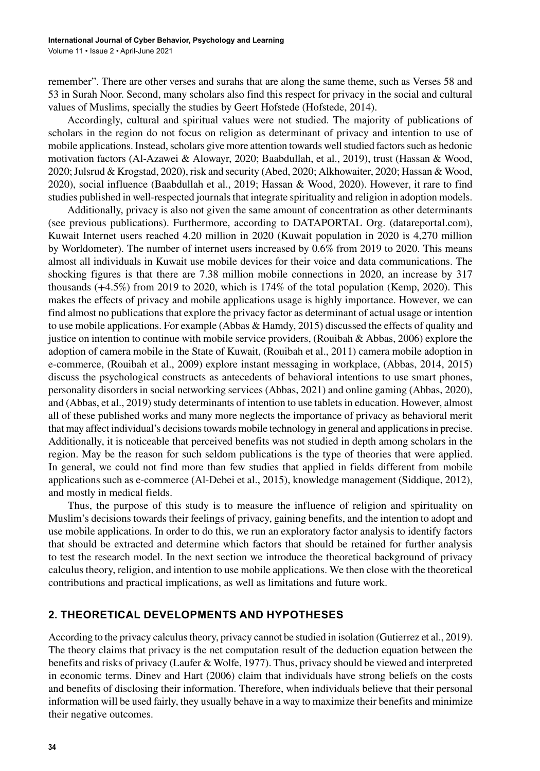remember". There are other verses and surahs that are along the same theme, such as Verses 58 and 53 in Surah Noor. Second, many scholars also find this respect for privacy in the social and cultural values of Muslims, specially the studies by Geert Hofstede (Hofstede, 2014).

Accordingly, cultural and spiritual values were not studied. The majority of publications of scholars in the region do not focus on religion as determinant of privacy and intention to use of mobile applications. Instead, scholars give more attention towards well studied factors such as hedonic motivation factors (Al-Azawei & Alowayr, 2020; Baabdullah, et al., 2019), trust (Hassan & Wood, 2020; Julsrud & Krogstad, 2020), risk and security (Abed, 2020; Alkhowaiter, 2020; Hassan & Wood, 2020), social influence (Baabdullah et al., 2019; Hassan & Wood, 2020). However, it rare to find studies published in well-respected journals that integrate spirituality and religion in adoption models.

Additionally, privacy is also not given the same amount of concentration as other determinants (see previous publications). Furthermore, according to DATAPORTAL Org. (datareportal.com), Kuwait Internet users reached 4.20 million in 2020 (Kuwait population in 2020 is 4,270 million by Worldometer). The number of internet users increased by 0.6% from 2019 to 2020. This means almost all individuals in Kuwait use mobile devices for their voice and data communications. The shocking figures is that there are 7.38 million mobile connections in 2020, an increase by 317 thousands (+4.5%) from 2019 to 2020, which is 174% of the total population (Kemp, 2020). This makes the effects of privacy and mobile applications usage is highly importance. However, we can find almost no publications that explore the privacy factor as determinant of actual usage or intention to use mobile applications. For example (Abbas & Hamdy, 2015) discussed the effects of quality and justice on intention to continue with mobile service providers, (Rouibah & Abbas, 2006) explore the adoption of camera mobile in the State of Kuwait, (Rouibah et al., 2011) camera mobile adoption in e-commerce, (Rouibah et al., 2009) explore instant messaging in workplace, (Abbas, 2014, 2015) discuss the psychological constructs as antecedents of behavioral intentions to use smart phones, personality disorders in social networking services (Abbas, 2021) and online gaming (Abbas, 2020), and (Abbas, et al., 2019) study determinants of intention to use tablets in education. However, almost all of these published works and many more neglects the importance of privacy as behavioral merit that may affect individual's decisions towards mobile technology in general and applications in precise. Additionally, it is noticeable that perceived benefits was not studied in depth among scholars in the region. May be the reason for such seldom publications is the type of theories that were applied. In general, we could not find more than few studies that applied in fields different from mobile applications such as e-commerce (Al-Debei et al., 2015), knowledge management (Siddique, 2012), and mostly in medical fields.

Thus, the purpose of this study is to measure the influence of religion and spirituality on Muslim's decisions towards their feelings of privacy, gaining benefits, and the intention to adopt and use mobile applications. In order to do this, we run an exploratory factor analysis to identify factors that should be extracted and determine which factors that should be retained for further analysis to test the research model. In the next section we introduce the theoretical background of privacy calculus theory, religion, and intention to use mobile applications. We then close with the theoretical contributions and practical implications, as well as limitations and future work.

## 2. THEORETICAL DEVELOPMENTS AND HYPOTHESES

According to the privacy calculus theory, privacy cannot be studied in isolation (Gutierrez et al., 2019). The theory claims that privacy is the net computation result of the deduction equation between the benefits and risks of privacy (Laufer & Wolfe, 1977). Thus, privacy should be viewed and interpreted in economic terms. Dinev and Hart (2006) claim that individuals have strong beliefs on the costs and benefits of disclosing their information. Therefore, when individuals believe that their personal information will be used fairly, they usually behave in a way to maximize their benefits and minimize their negative outcomes.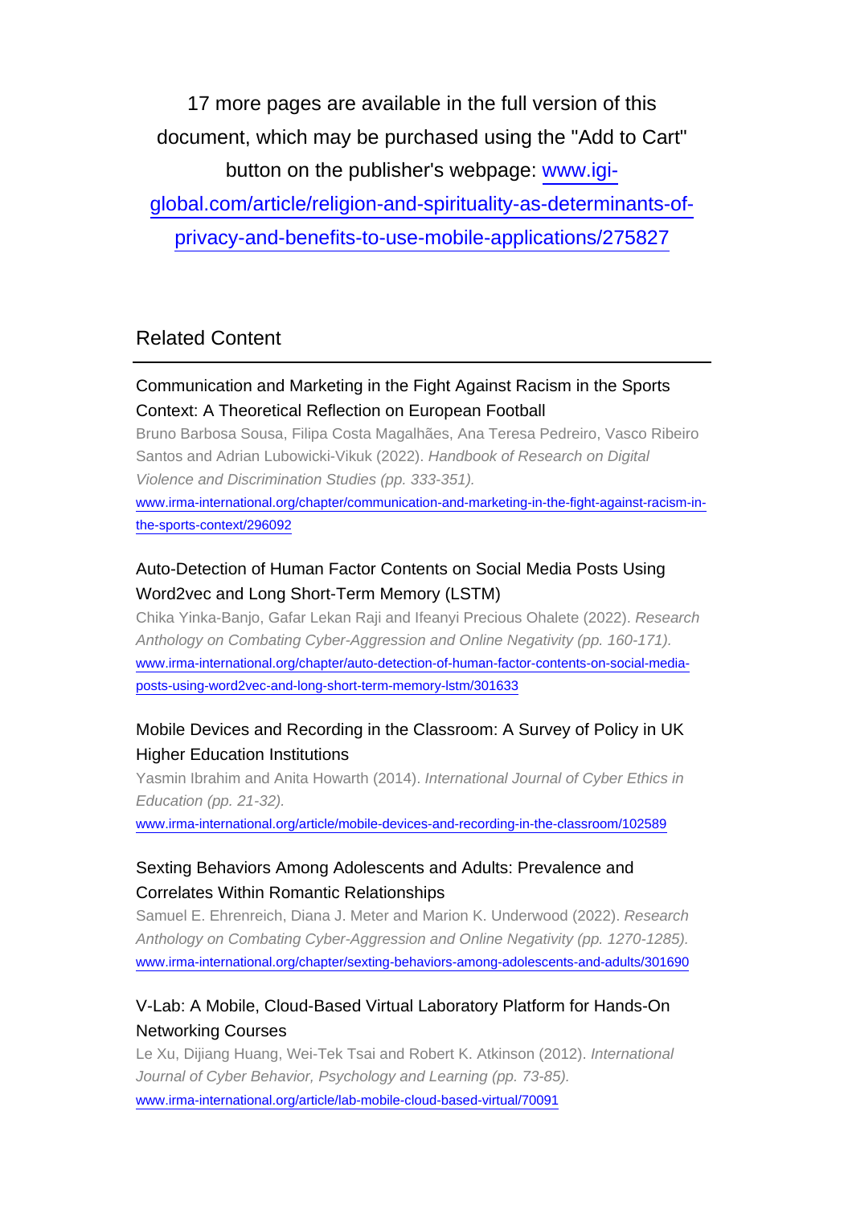17 more pages are available in the full version of this document, which may be purchased using the "Add to Cart" button on the publisher's webpage: [www.igi-global.com/article/religion-and-spirituality-as-determinants-of-privacy-and-benefits-to-use-mobile-applications/275827](www.igi-global.com/article/religion-and-spirituality-as-determinants-of-privacy-and-benefits-to-use-mobile-applications/275827)

## Related Content

**Communication and Marketing in the Fight Against Racism in the Sports Context: A Theoretical Reflection on European Football**

Bruno Barbosa Sousa, Filipa Costa Magalhães, Ana Teresa Pedreiro, Vasco Ribeiro Santos and Adrian Lubowicki-Vikuk (2022). *Handbook of Research on Digital Violence and Discrimination Studies (pp. 333-351).*

[www.irma-international.org/chapter/communication-and-marketing-in-the-fight-against-racism-in-the-sports-context/296092](www.irma-international.org/chapter/communication-and-marketing-in-the-fight-against-racism-in-the-sports-context/296092)

**Auto-Detection of Human Factor Contents on Social Media Posts Using Word2vec and Long Short-Term Memory (LSTM)**

Chika Yinka-Banjo, Gafar Lekan Raji and Ifeanyi Precious Ohalete (2022). *Research Anthology on Combating Cyber-Aggression and Online Negativity (pp. 160-171).*

[www.irma-international.org/chapter/auto-detection-of-human-factor-contents-on-social-media-posts-using-word2vec-and-long-short-term-memory-lstm/301633](www.irma-international.org/chapter/auto-detection-of-human-factor-contents-on-social-media-posts-using-word2vec-and-long-short-term-memory-lstm/301633)

**Mobile Devices and Recording in the Classroom: A Survey of Policy in UK Higher Education Institutions**

Yasmin Ibrahim and Anita Howarth (2014). *International Journal of Cyber Ethics in Education (pp. 21-32).*

[www.irma-international.org/article/mobile-devices-and-recording-in-the-classroom/102589](www.irma-international.org/article/mobile-devices-and-recording-in-the-classroom/102589)

**Sexting Behaviors Among Adolescents and Adults: Prevalence and Correlates Within Romantic Relationships**

Samuel E. Ehrenreich, Diana J. Meter and Marion K. Underwood (2022). *Research Anthology on Combating Cyber-Aggression and Online Negativity (pp. 1270-1285).*

[www.irma-international.org/chapter/sexting-behaviors-among-adolescents-and-adults/301690](www.irma-international.org/chapter/sexting-behaviors-among-adolescents-and-adults/301690)

**V-Lab: A Mobile, Cloud-Based Virtual Laboratory Platform for Hands-On Networking Courses**

Le Xu, Dijiang Huang, Wei-Tek Tsai and Robert K. Atkinson (2012). *International Journal of Cyber Behavior, Psychology and Learning (pp. 73-85).*

[www.irma-international.org/article/lab-mobile-cloud-based-virtual/70091](www.irma-international.org/article/lab-mobile-cloud-based-virtual/70091)